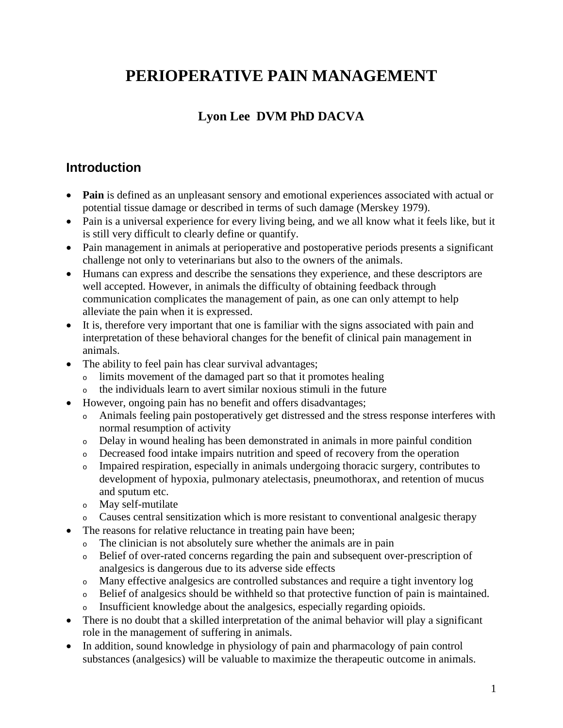# PERIOPERATIVE PAIN MANAGEMENT

## Lyon Lee DVM PhD DACVA

## Introduction

- **Pain** is defined as an unpleasant sensory and emotional experiences associated with actual or potential tissue damage or described in terms of such damage (Merskey 1979).
- Pain is a universal experience for every living being, and we all know what it feels like, but it is still very difficult to clearly define or quantify.
- Pain management in animals at perioperative and postoperative periods presents a significant challenge not only to veterinarians but also to the owners of the animals.
- Humans can express and describe the sensations they experience, and these descriptors are well accepted. However, in animals the difficulty of obtaining feedback through communication complicates the management of pain, as one can only attempt to help alleviate the pain when it is expressed.
- It is, therefore very important that one is familiar with the signs associated with pain and interpretation of these behavioral changes for the benefit of clinical pain management in animals.
- The ability to feel pain has clear survival advantages;
  - limits movement of the damaged part so that it promotes healing
  - the individuals learn to avert similar noxious stimuli in the future
- However, ongoing pain has no benefit and offers disadvantages;
  - Animals feeling pain postoperatively get distressed and the stress response interferes with normal resumption of activity
  - Delay in wound healing has been demonstrated in animals in more painful condition
  - Decreased food intake impairs nutrition and speed of recovery from the operation
  - Impaired respiration, especially in animals undergoing thoracic surgery, contributes to development of hypoxia, pulmonary atelectasis, pneumothorax, and retention of mucus and sputum etc.
  - May self-mutilate
  - Causes central sensitization which is more resistant to conventional analgesic therapy
- The reasons for relative reluctance in treating pain have been;
  - The clinician is not absolutely sure whether the animals are in pain
  - Belief of over-rated concerns regarding the pain and subsequent over-prescription of analgesics is dangerous due to its adverse side effects
  - Many effective analgesics are controlled substances and require a tight inventory log
  - Belief of analgesics should be withheld so that protective function of pain is maintained.
  - Insufficient knowledge about the analgesics, especially regarding opioids.
- There is no doubt that a skilled interpretation of the animal behavior will play a significant role in the management of suffering in animals.
- In addition, sound knowledge in physiology of pain and pharmacology of pain control substances (analgesics) will be valuable to maximize the therapeutic outcome in animals.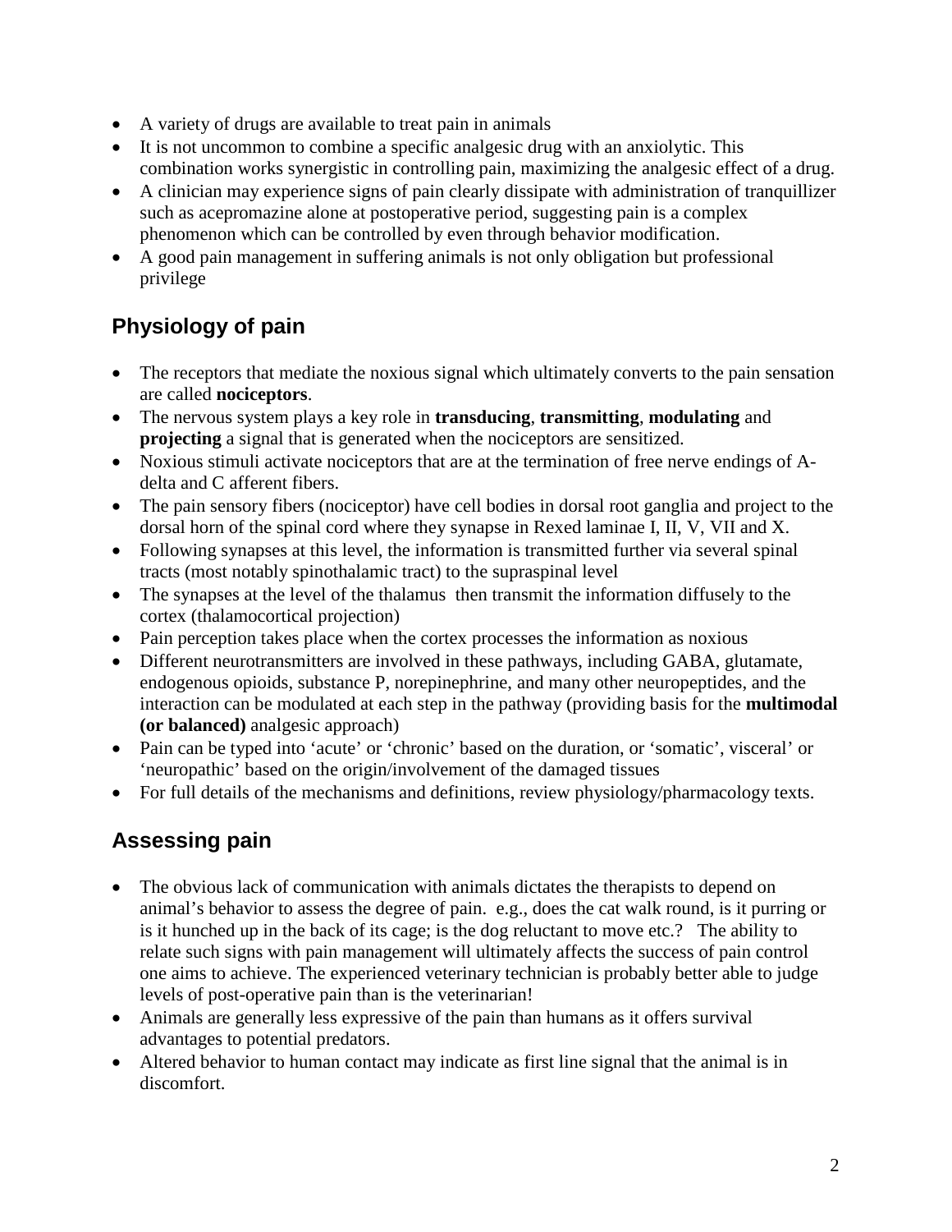- A variety of drugs are available to treat pain in animals
- It is not uncommon to combine a specific analgesic drug with an anxiolytic. This combination works synergistic in controlling pain, maximizing the analgesic effect of a drug.
- A clinician may experience signs of pain clearly dissipate with administration of tranquillizer such as acepromazine alone at postoperative period, suggesting pain is a complex phenomenon which can be controlled by even through behavior modification.
- A good pain management in suffering animals is not only obligation but professional privilege

## Physiology of pain

- The receptors that mediate the noxious signal which ultimately converts to the pain sensation are called **nociceptors**.
- The nervous system plays a key role in **transducing**, **transmitting**, **modulating** and **projecting** a signal that is generated when the nociceptors are sensitized.
- Noxious stimuli activate nociceptors that are at the termination of free nerve endings of A-delta and C afferent fibers.
- The pain sensory fibers (nociceptor) have cell bodies in dorsal root ganglia and project to the dorsal horn of the spinal cord where they synapse in Rexed laminae I, II, V, VII and X.
- Following synapses at this level, the information is transmitted further via several spinal tracts (most notably spinothalamic tract) to the supraspinal level
- The synapses at the level of the thalamus then transmit the information diffusely to the cortex (thalamocortical projection)
- Pain perception takes place when the cortex processes the information as noxious
- Different neurotransmitters are involved in these pathways, including GABA, glutamate, endogenous opioids, substance P, norepinephrine, and many other neuropeptides, and the interaction can be modulated at each step in the pathway (providing basis for the **multimodal (or balanced)** analgesic approach)
- Pain can be typed into 'acute' or 'chronic' based on the duration, or 'somatic', visceral' or 'neuropathic' based on the origin/involvement of the damaged tissues
- For full details of the mechanisms and definitions, review physiology/pharmacology texts.

## Assessing pain

- The obvious lack of communication with animals dictates the therapists to depend on animal's behavior to assess the degree of pain. e.g., does the cat walk round, is it purring or is it hunched up in the back of its cage; is the dog reluctant to move etc.? The ability to relate such signs with pain management will ultimately affects the success of pain control one aims to achieve. The experienced veterinary technician is probably better able to judge levels of post-operative pain than is the veterinarian!
- Animals are generally less expressive of the pain than humans as it offers survival advantages to potential predators.
- Altered behavior to human contact may indicate as first line signal that the animal is in discomfort.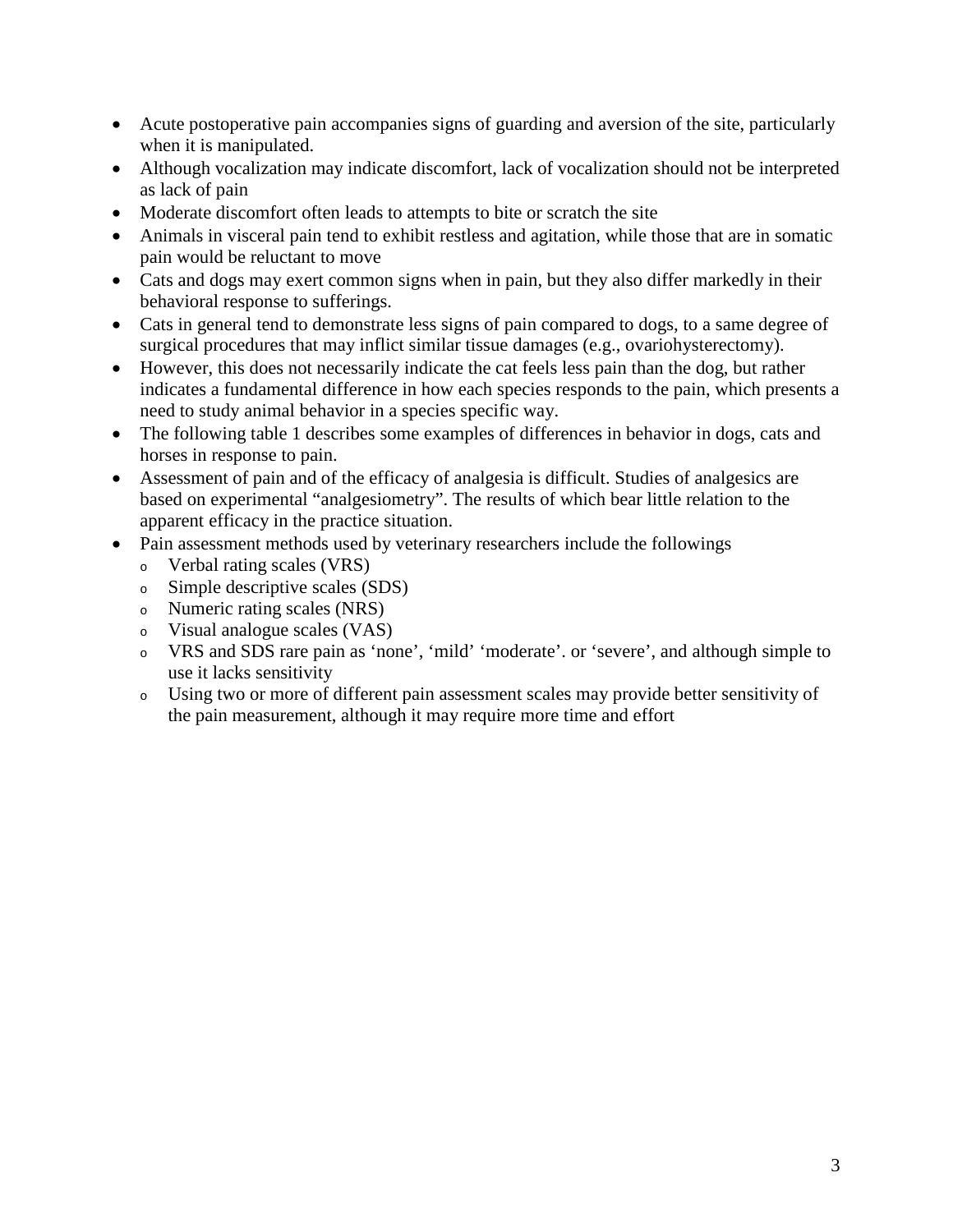- Acute postoperative pain accompanies signs of guarding and aversion of the site, particularly when it is manipulated.
- Although vocalization may indicate discomfort, lack of vocalization should not be interpreted as lack of pain
- Moderate discomfort often leads to attempts to bite or scratch the site
- Animals in visceral pain tend to exhibit restless and agitation, while those that are in somatic pain would be reluctant to move
- Cats and dogs may exert common signs when in pain, but they also differ markedly in their behavioral response to sufferings.
- Cats in general tend to demonstrate less signs of pain compared to dogs, to a same degree of surgical procedures that may inflict similar tissue damages (e.g., ovariohysterectomy).
- However, this does not necessarily indicate the cat feels less pain than the dog, but rather indicates a fundamental difference in how each species responds to the pain, which presents a need to study animal behavior in a species specific way.
- The following table 1 describes some examples of differences in behavior in dogs, cats and horses in response to pain.
- Assessment of pain and of the efficacy of analgesia is difficult. Studies of analgesics are based on experimental "analgesiometry". The results of which bear little relation to the apparent efficacy in the practice situation.
- Pain assessment methods used by veterinary researchers include the followings
  - Verbal rating scales (VRS)
  - Simple descriptive scales (SDS)
  - Numeric rating scales (NRS)
  - Visual analogue scales (VAS)
  - VRS and SDS rare pain as 'none', 'mild' 'moderate'. or 'severe', and although simple to use it lacks sensitivity
  - Using two or more of different pain assessment scales may provide better sensitivity of the pain measurement, although it may require more time and effort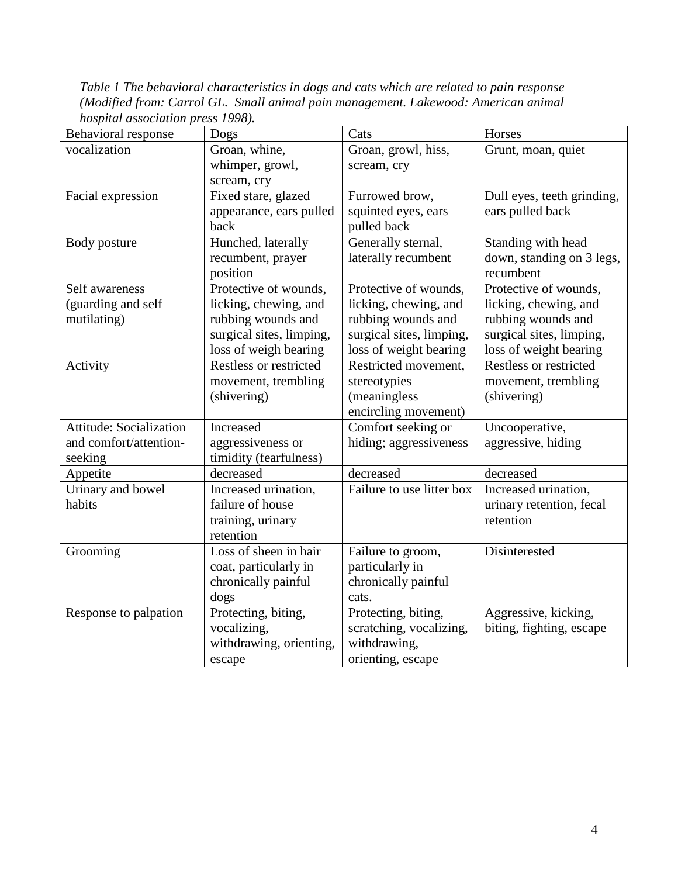*Table 1 The behavioral characteristics in dogs and cats which are related to pain response (Modified from: Carrol GL. Small animal pain management. Lakewood: American animal hospital association press 1998).*

| Behavioral response | Dogs | Cats | Horses |
|---|---|---|---|
| vocalization | Groan, whine, whimper, growl, scream, cry | Groan, growl, hiss, scream, cry | Grunt, moan, quiet |
| Facial expression | Fixed stare, glazed appearance, ears pulled back | Furrowed brow, squinted eyes, ears pulled back | Dull eyes, teeth grinding, ears pulled back |
| Body posture | Hunched, laterally recumbent, prayer position | Generally sternal, laterally recumbent | Standing with head down, standing on 3 legs, recumbent |
| Self awareness (guarding and self mutilating) | Protective of wounds, licking, chewing, and rubbing wounds and surgical sites, limping, loss of weigh bearing | Protective of wounds, licking, chewing, and rubbing wounds and surgical sites, limping, loss of weight bearing | Protective of wounds, licking, chewing, and rubbing wounds and surgical sites, limping, loss of weight bearing |
| Activity | Restless or restricted movement, trembling (shivering) | Restricted movement, stereotypies (meaningless encircling movement) | Restless or restricted movement, trembling (shivering) |
| Attitude: Socialization and comfort/attention-seeking | Increased aggressiveness or timidity (fearfulness) | Comfort seeking or hiding; aggressiveness | Uncooperative, aggressive, hiding |
| Appetite | decreased | decreased | decreased |
| Urinary and bowel habits | Increased urination, failure of house training, urinary retention | Failure to use litter box | Increased urination, urinary retention, fecal retention |
| Grooming | Loss of sheen in hair coat, particularly in chronically painful dogs | Failure to groom, particularly in chronically painful cats. | Disinterested |
| Response to palpation | Protecting, biting, vocalizing, withdrawing, orienting, escape | Protecting, biting, scratching, vocalizing, withdrawing, orienting, escape | Aggressive, kicking, biting, fighting, escape |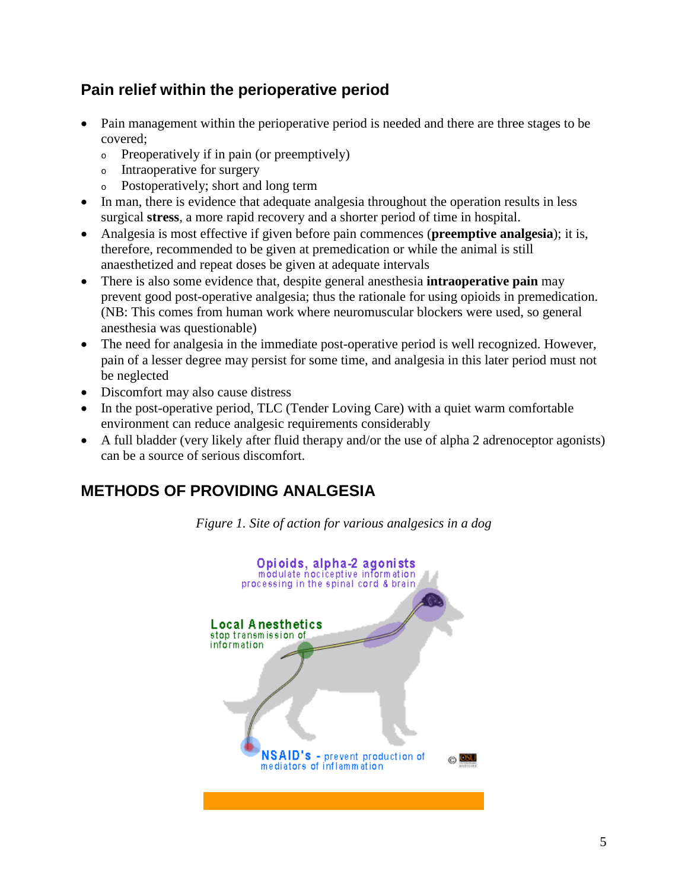## Pain relief within the perioperative period

- Pain management within the perioperative period is needed and there are three stages to be covered;
  - Preoperatively if in pain (or preemptively)
  - Intraoperative for surgery
  - Postoperatively; short and long term
- In man, there is evidence that adequate analgesia throughout the operation results in less surgical **stress**, a more rapid recovery and a shorter period of time in hospital.
- Analgesia is most effective if given before pain commences (**preemptive analgesia**); it is, therefore, recommended to be given at premedication or while the animal is still anaesthetized and repeat doses be given at adequate intervals
- There is also some evidence that, despite general anesthesia **intraoperative pain** may prevent good post-operative analgesia; thus the rationale for using opioids in premedication. (NB: This comes from human work where neuromuscular blockers were used, so general anesthesia was questionable)
- The need for analgesia in the immediate post-operative period is well recognized. However, pain of a lesser degree may persist for some time, and analgesia in this later period must not be neglected
- Discomfort may also cause distress
- In the post-operative period, TLC (Tender Loving Care) with a quiet warm comfortable environment can reduce analgesic requirements considerably
- A full bladder (very likely after fluid therapy and/or the use of alpha 2 adrenoceptor agonists) can be a source of serious discomfort.

## METHODS OF PROVIDING ANALGESIA

*Figure 1. Site of action for various analgesics in a dog*

Opioids, alpha-2 agonists
modulate nociceptive information processing in the spinal cord & brain

Local Anesthetics
stop transmission of information

NSAID's - prevent production of mediators of inflammation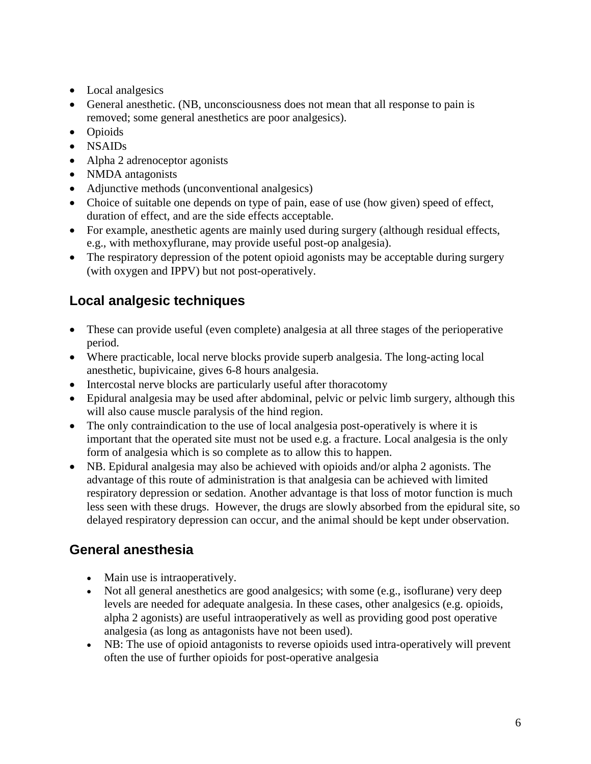- Local analgesics
- General anesthetic. (NB, unconsciousness does not mean that all response to pain is removed; some general anesthetics are poor analgesics).
- Opioids
- NSAIDs
- Alpha 2 adrenoceptor agonists
- NMDA antagonists
- Adjunctive methods (unconventional analgesics)
- Choice of suitable one depends on type of pain, ease of use (how given) speed of effect, duration of effect, and are the side effects acceptable.
- For example, anesthetic agents are mainly used during surgery (although residual effects, e.g., with methoxyflurane, may provide useful post-op analgesia).
- The respiratory depression of the potent opioid agonists may be acceptable during surgery (with oxygen and IPPV) but not post-operatively.

## Local analgesic techniques

- These can provide useful (even complete) analgesia at all three stages of the perioperative period.
- Where practicable, local nerve blocks provide superb analgesia. The long-acting local anesthetic, bupivicaine, gives 6-8 hours analgesia.
- Intercostal nerve blocks are particularly useful after thoracotomy
- Epidural analgesia may be used after abdominal, pelvic or pelvic limb surgery, although this will also cause muscle paralysis of the hind region.
- The only contraindication to the use of local analgesia post-operatively is where it is important that the operated site must not be used e.g. a fracture. Local analgesia is the only form of analgesia which is so complete as to allow this to happen.
- NB. Epidural analgesia may also be achieved with opioids and/or alpha 2 agonists. The advantage of this route of administration is that analgesia can be achieved with limited respiratory depression or sedation. Another advantage is that loss of motor function is much less seen with these drugs. However, the drugs are slowly absorbed from the epidural site, so delayed respiratory depression can occur, and the animal should be kept under observation.

## General anesthesia

- Main use is intraoperatively.
- Not all general anesthetics are good analgesics; with some (e.g., isoflurane) very deep levels are needed for adequate analgesia. In these cases, other analgesics (e.g. opioids, alpha 2 agonists) are useful intraoperatively as well as providing good post operative analgesia (as long as antagonists have not been used).
- NB: The use of opioid antagonists to reverse opioids used intra-operatively will prevent often the use of further opioids for post-operative analgesia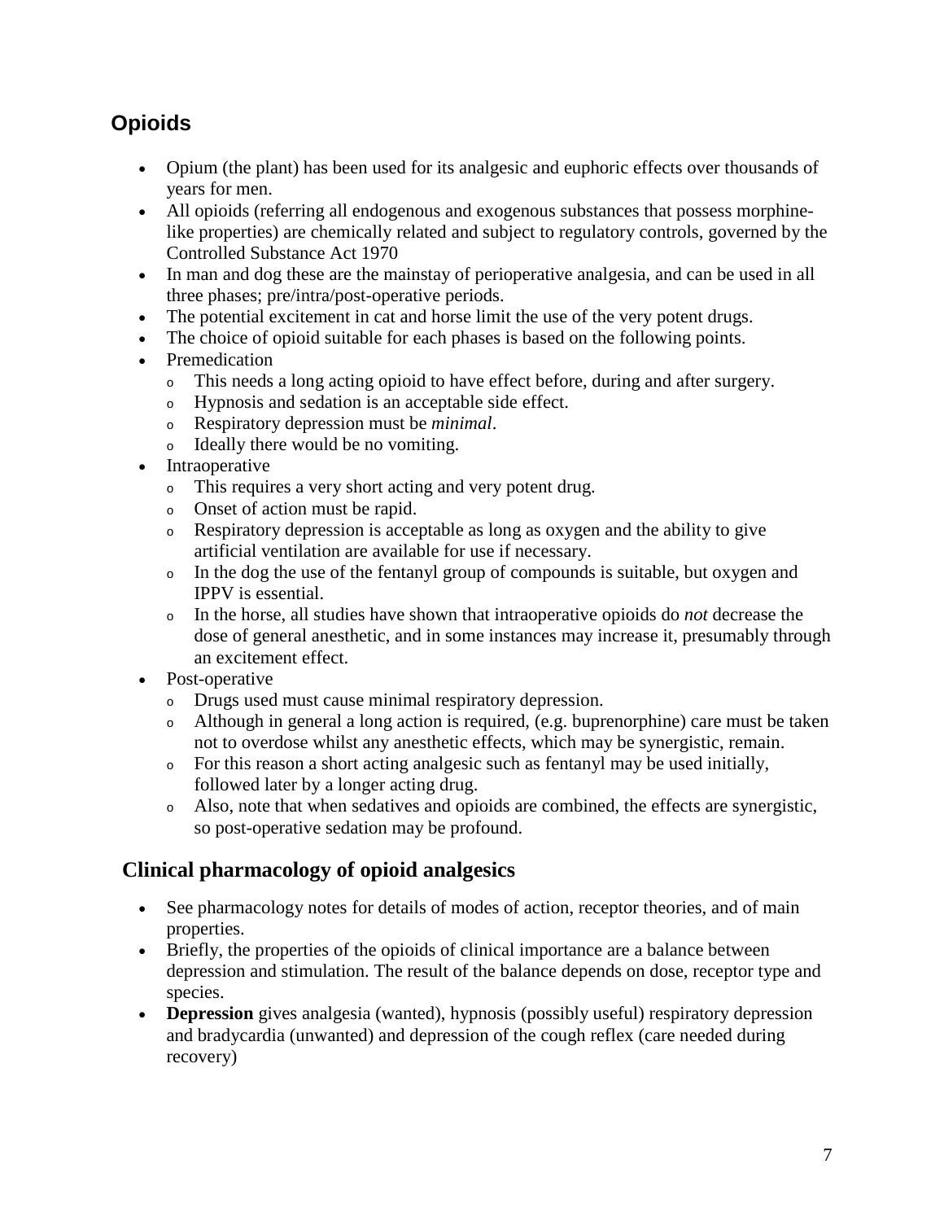## Opioids

- Opium (the plant) has been used for its analgesic and euphoric effects over thousands of years for men.
- All opioids (referring all endogenous and exogenous substances that possess morphine-like properties) are chemically related and subject to regulatory controls, governed by the Controlled Substance Act 1970
- In man and dog these are the mainstay of perioperative analgesia, and can be used in all three phases; pre/intra/post-operative periods.
- The potential excitement in cat and horse limit the use of the very potent drugs.
- The choice of opioid suitable for each phases is based on the following points.
- Premedication
  - This needs a long acting opioid to have effect before, during and after surgery.
  - Hypnosis and sedation is an acceptable side effect.
  - Respiratory depression must be *minimal*.
  - Ideally there would be no vomiting.
- Intraoperative
  - This requires a very short acting and very potent drug.
  - Onset of action must be rapid.
  - Respiratory depression is acceptable as long as oxygen and the ability to give artificial ventilation are available for use if necessary.
  - In the dog the use of the fentanyl group of compounds is suitable, but oxygen and IPPV is essential.
  - In the horse, all studies have shown that intraoperative opioids do *not* decrease the dose of general anesthetic, and in some instances may increase it, presumably through an excitement effect.
- Post-operative
  - Drugs used must cause minimal respiratory depression.
  - Although in general a long action is required, (e.g. buprenorphine) care must be taken not to overdose whilst any anesthetic effects, which may be synergistic, remain.
  - For this reason a short acting analgesic such as fentanyl may be used initially, followed later by a longer acting drug.
  - Also, note that when sedatives and opioids are combined, the effects are synergistic, so post-operative sedation may be profound.

### Clinical pharmacology of opioid analgesics

- See pharmacology notes for details of modes of action, receptor theories, and of main properties.
- Briefly, the properties of the opioids of clinical importance are a balance between depression and stimulation. The result of the balance depends on dose, receptor type and species.
- **Depression** gives analgesia (wanted), hypnosis (possibly useful) respiratory depression and bradycardia (unwanted) and depression of the cough reflex (care needed during recovery)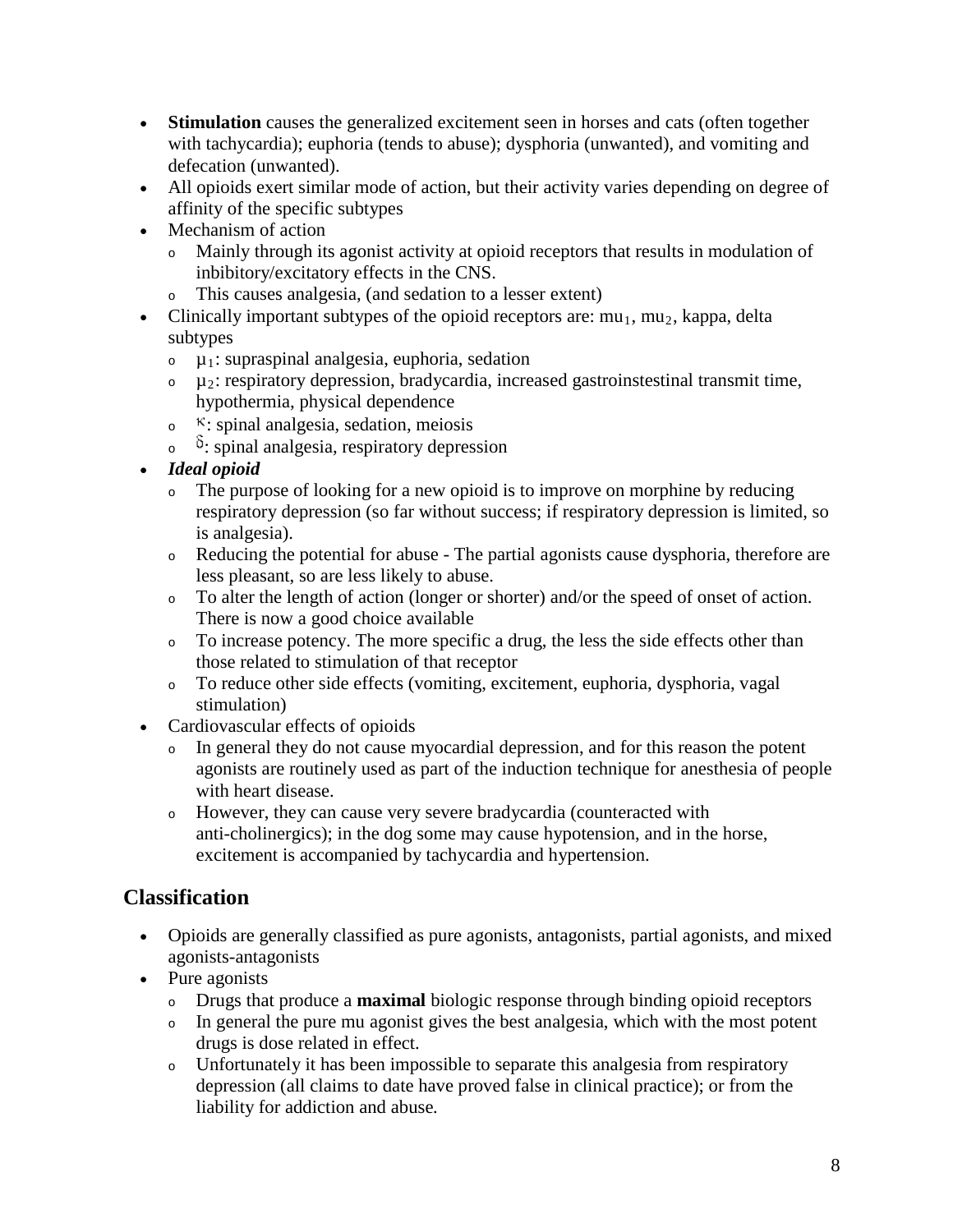- **Stimulation** causes the generalized excitement seen in horses and cats (often together with tachycardia); euphoria (tends to abuse); dysphoria (unwanted), and vomiting and defecation (unwanted).
- All opioids exert similar mode of action, but their activity varies depending on degree of affinity of the specific subtypes
- Mechanism of action
  - Mainly through its agonist activity at opioid receptors that results in modulation of inbibitory/excitatory effects in the CNS.
  - This causes analgesia, (and sedation to a lesser extent)
- Clinically important subtypes of the opioid receptors are: $mu_1$, $mu_2$, kappa, delta subtypes
  - $\mu_1$: supraspinal analgesia, euphoria, sedation
  - $\mu_2$: respiratory depression, bradycardia, increased gastroinstestinal transmit time, hypothermia, physical dependence
  - $\kappa$: spinal analgesia, sedation, meiosis
  - $\delta$: spinal analgesia, respiratory depression
- ***Ideal opioid***
  - The purpose of looking for a new opioid is to improve on morphine by reducing respiratory depression (so far without success; if respiratory depression is limited, so is analgesia).
  - Reducing the potential for abuse - The partial agonists cause dysphoria, therefore are less pleasant, so are less likely to abuse.
  - To alter the length of action (longer or shorter) and/or the speed of onset of action. There is now a good choice available
  - To increase potency. The more specific a drug, the less the side effects other than those related to stimulation of that receptor
  - To reduce other side effects (vomiting, excitement, euphoria, dysphoria, vagal stimulation)
- Cardiovascular effects of opioids
  - In general they do not cause myocardial depression, and for this reason the potent agonists are routinely used as part of the induction technique for anesthesia of people with heart disease.
  - However, they can cause very severe bradycardia (counteracted with anti-cholinergics); in the dog some may cause hypotension, and in the horse, excitement is accompanied by tachycardia and hypertension.

## Classification

- Opioids are generally classified as pure agonists, antagonists, partial agonists, and mixed agonists-antagonists
- Pure agonists
  - Drugs that produce a **maximal** biologic response through binding opioid receptors
  - In general the pure mu agonist gives the best analgesia, which with the most potent drugs is dose related in effect.
  - Unfortunately it has been impossible to separate this analgesia from respiratory depression (all claims to date have proved false in clinical practice); or from the liability for addiction and abuse.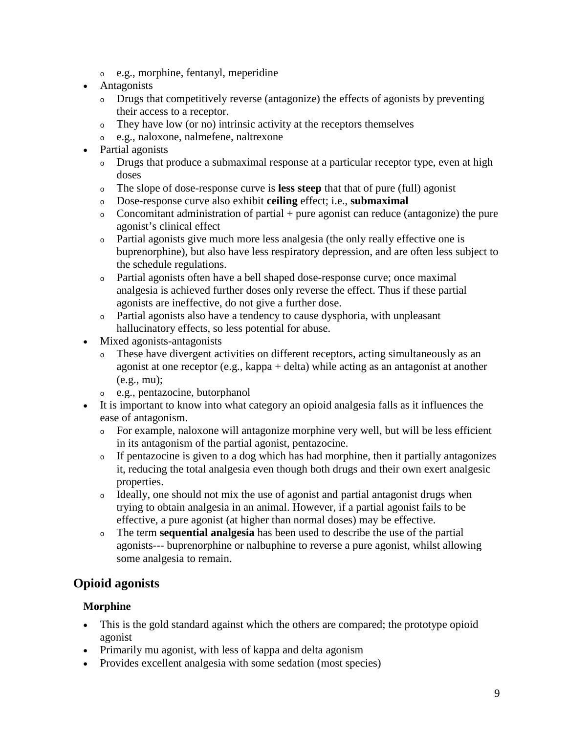- e.g., morphine, fentanyl, meperidine
- Antagonists
  - Drugs that competitively reverse (antagonize) the effects of agonists by preventing their access to a receptor.
  - They have low (or no) intrinsic activity at the receptors themselves
  - e.g., naloxone, nalmefene, naltrexone
- Partial agonists
  - Drugs that produce a submaximal response at a particular receptor type, even at high doses
  - The slope of dose-response curve is **less steep** that that of pure (full) agonist
  - Dose-response curve also exhibit **ceiling** effect; i.e., **submaximal**
  - Concomitant administration of partial + pure agonist can reduce (antagonize) the pure agonist's clinical effect
  - Partial agonists give much more less analgesia (the only really effective one is buprenorphine), but also have less respiratory depression, and are often less subject to the schedule regulations.
  - Partial agonists often have a bell shaped dose-response curve; once maximal analgesia is achieved further doses only reverse the effect. Thus if these partial agonists are ineffective, do not give a further dose.
  - Partial agonists also have a tendency to cause dysphoria, with unpleasant hallucinatory effects, so less potential for abuse.
- Mixed agonists-antagonists
  - These have divergent activities on different receptors, acting simultaneously as an agonist at one receptor (e.g., kappa + delta) while acting as an antagonist at another (e.g., mu);
  - e.g., pentazocine, butorphanol
- It is important to know into what category an opioid analgesia falls as it influences the ease of antagonism.
  - For example, naloxone will antagonize morphine very well, but will be less efficient in its antagonism of the partial agonist, pentazocine.
  - If pentazocine is given to a dog which has had morphine, then it partially antagonizes it, reducing the total analgesia even though both drugs and their own exert analgesic properties.
  - Ideally, one should not mix the use of agonist and partial antagonist drugs when trying to obtain analgesia in an animal. However, if a partial agonist fails to be effective, a pure agonist (at higher than normal doses) may be effective.
  - The term **sequential analgesia** has been used to describe the use of the partial agonists--- buprenorphine or nalbuphine to reverse a pure agonist, whilst allowing some analgesia to remain.

## Opioid agonists

### Morphine

- This is the gold standard against which the others are compared; the prototype opioid agonist
- Primarily mu agonist, with less of kappa and delta agonism
- Provides excellent analgesia with some sedation (most species)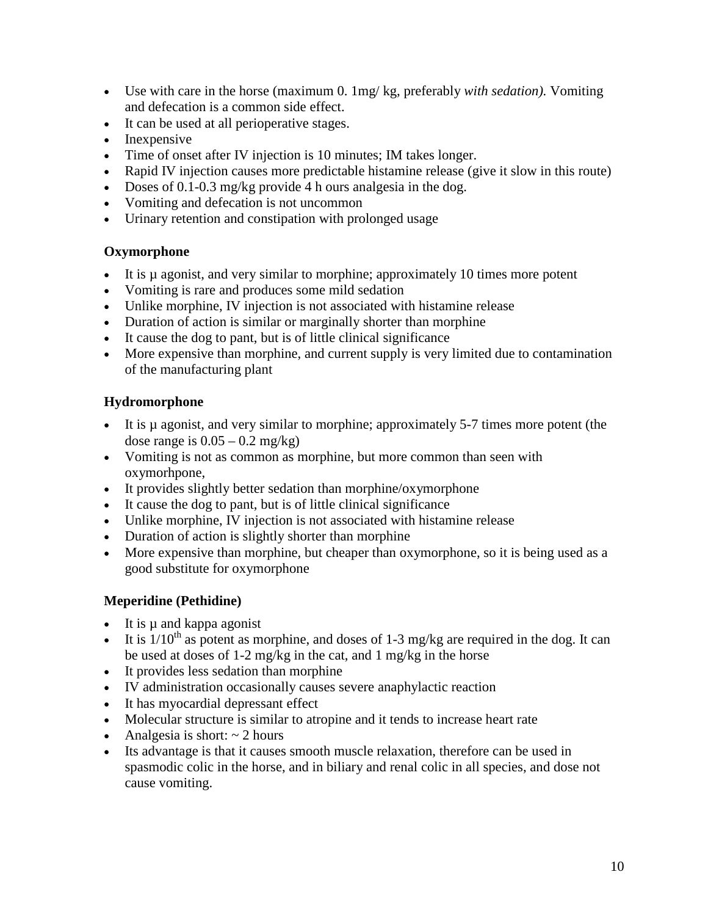- Use with care in the horse (maximum 0. 1mg/ kg, preferably *with sedation).* Vomiting and defecation is a common side effect.
- It can be used at all perioperative stages.
- Inexpensive
- Time of onset after IV injection is 10 minutes; IM takes longer.
- Rapid IV injection causes more predictable histamine release (give it slow in this route)
- Doses of 0.1-0.3 mg/kg provide 4 h ours analgesia in the dog.
- Vomiting and defecation is not uncommon
- Urinary retention and constipation with prolonged usage

### Oxymorphone

- It is µ agonist, and very similar to morphine; approximately 10 times more potent
- Vomiting is rare and produces some mild sedation
- Unlike morphine, IV injection is not associated with histamine release
- Duration of action is similar or marginally shorter than morphine
- It cause the dog to pant, but is of little clinical significance
- More expensive than morphine, and current supply is very limited due to contamination of the manufacturing plant

### Hydromorphone

- It is µ agonist, and very similar to morphine; approximately 5-7 times more potent (the dose range is 0.05 – 0.2 mg/kg)
- Vomiting is not as common as morphine, but more common than seen with oxymorhpone,
- It provides slightly better sedation than morphine/oxymorphone
- It cause the dog to pant, but is of little clinical significance
- Unlike morphine, IV injection is not associated with histamine release
- Duration of action is slightly shorter than morphine
- More expensive than morphine, but cheaper than oxymorphone, so it is being used as a good substitute for oxymorphone

### Meperidine (Pethidine)

- It is µ and kappa agonist
- It is $1/10^{th}$ as potent as morphine, and doses of 1-3 mg/kg are required in the dog. It can be used at doses of 1-2 mg/kg in the cat, and 1 mg/kg in the horse
- It provides less sedation than morphine
- IV administration occasionally causes severe anaphylactic reaction
- It has myocardial depressant effect
- Molecular structure is similar to atropine and it tends to increase heart rate
- Analgesia is short: ~ 2 hours
- Its advantage is that it causes smooth muscle relaxation, therefore can be used in spasmodic colic in the horse, and in biliary and renal colic in all species, and dose not cause vomiting.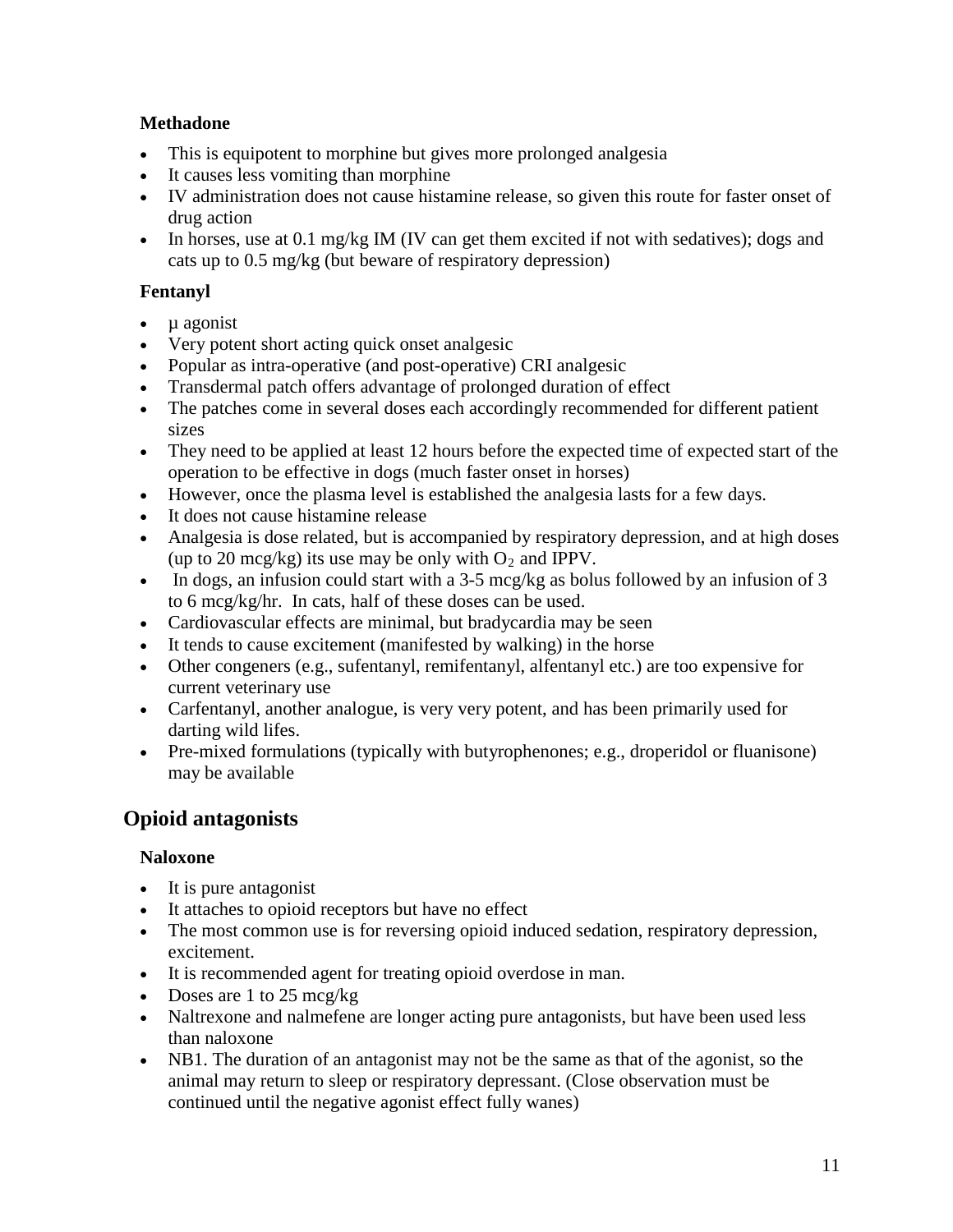### Methadone

- This is equipotent to morphine but gives more prolonged analgesia
- It causes less vomiting than morphine
- IV administration does not cause histamine release, so given this route for faster onset of drug action
- In horses, use at 0.1 mg/kg IM (IV can get them excited if not with sedatives); dogs and cats up to 0.5 mg/kg (but beware of respiratory depression)

### Fentanyl

- μ agonist
- Very potent short acting quick onset analgesic
- Popular as intra-operative (and post-operative) CRI analgesic
- Transdermal patch offers advantage of prolonged duration of effect
- The patches come in several doses each accordingly recommended for different patient sizes
- They need to be applied at least 12 hours before the expected time of expected start of the operation to be effective in dogs (much faster onset in horses)
- However, once the plasma level is established the analgesia lasts for a few days.
- It does not cause histamine release
- Analgesia is dose related, but is accompanied by respiratory depression, and at high doses (up to 20 mcg/kg) its use may be only with $O_2$ and IPPV.
- In dogs, an infusion could start with a 3-5 mcg/kg as bolus followed by an infusion of 3 to 6 mcg/kg/hr. In cats, half of these doses can be used.
- Cardiovascular effects are minimal, but bradycardia may be seen
- It tends to cause excitement (manifested by walking) in the horse
- Other congeners (e.g., sufentanyl, remifentanyl, alfentanyl etc.) are too expensive for current veterinary use
- Carfentanyl, another analogue, is very very potent, and has been primarily used for darting wild lifes.
- Pre-mixed formulations (typically with butyrophenones; e.g., droperidol or fluanisone) may be available

## Opioid antagonists

### Naloxone

- It is pure antagonist
- It attaches to opioid receptors but have no effect
- The most common use is for reversing opioid induced sedation, respiratory depression, excitement.
- It is recommended agent for treating opioid overdose in man.
- Doses are 1 to 25 mcg/kg
- Naltrexone and nalmefene are longer acting pure antagonists, but have been used less than naloxone
- NB1. The duration of an antagonist may not be the same as that of the agonist, so the animal may return to sleep or respiratory depressant. (Close observation must be continued until the negative agonist effect fully wanes)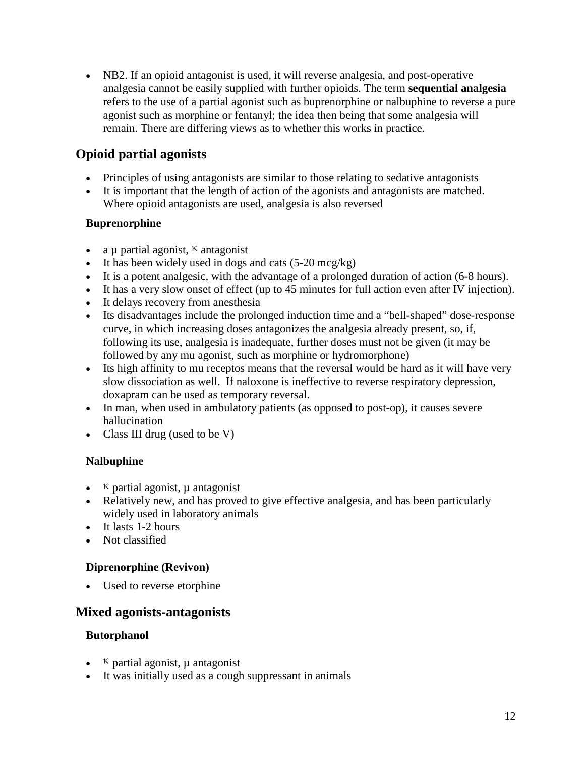- NB2. If an opioid antagonist is used, it will reverse analgesia, and post-operative analgesia cannot be easily supplied with further opioids. The term **sequential analgesia** refers to the use of a partial agonist such as buprenorphine or nalbuphine to reverse a pure agonist such as morphine or fentanyl; the idea then being that some analgesia will remain. There are differing views as to whether this works in practice.

## Opioid partial agonists

- Principles of using antagonists are similar to those relating to sedative antagonists
- It is important that the length of action of the agonists and antagonists are matched. Where opioid antagonists are used, analgesia is also reversed

### Buprenorphine

- a µ partial agonist, ᴷ antagonist
- It has been widely used in dogs and cats (5-20 mcg/kg)
- It is a potent analgesic, with the advantage of a prolonged duration of action (6-8 hours).
- It has a very slow onset of effect (up to 45 minutes for full action even after IV injection).
- It delays recovery from anesthesia
- Its disadvantages include the prolonged induction time and a "bell-shaped" dose-response curve, in which increasing doses antagonizes the analgesia already present, so, if, following its use, analgesia is inadequate, further doses must not be given (it may be followed by any mu agonist, such as morphine or hydromorphone)
- Its high affinity to mu receptos means that the reversal would be hard as it will have very slow dissociation as well. If naloxone is ineffective to reverse respiratory depression, doxapram can be used as temporary reversal.
- In man, when used in ambulatory patients (as opposed to post-op), it causes severe hallucination
- Class III drug (used to be V)

### Nalbuphine

- ᴷ partial agonist, µ antagonist
- Relatively new, and has proved to give effective analgesia, and has been particularly widely used in laboratory animals
- It lasts 1-2 hours
- Not classified

### Diprenorphine (Revivon)

- Used to reverse etorphine

## Mixed agonists-antagonists

### Butorphanol

- ᴷ partial agonist, µ antagonist
- It was initially used as a cough suppressant in animals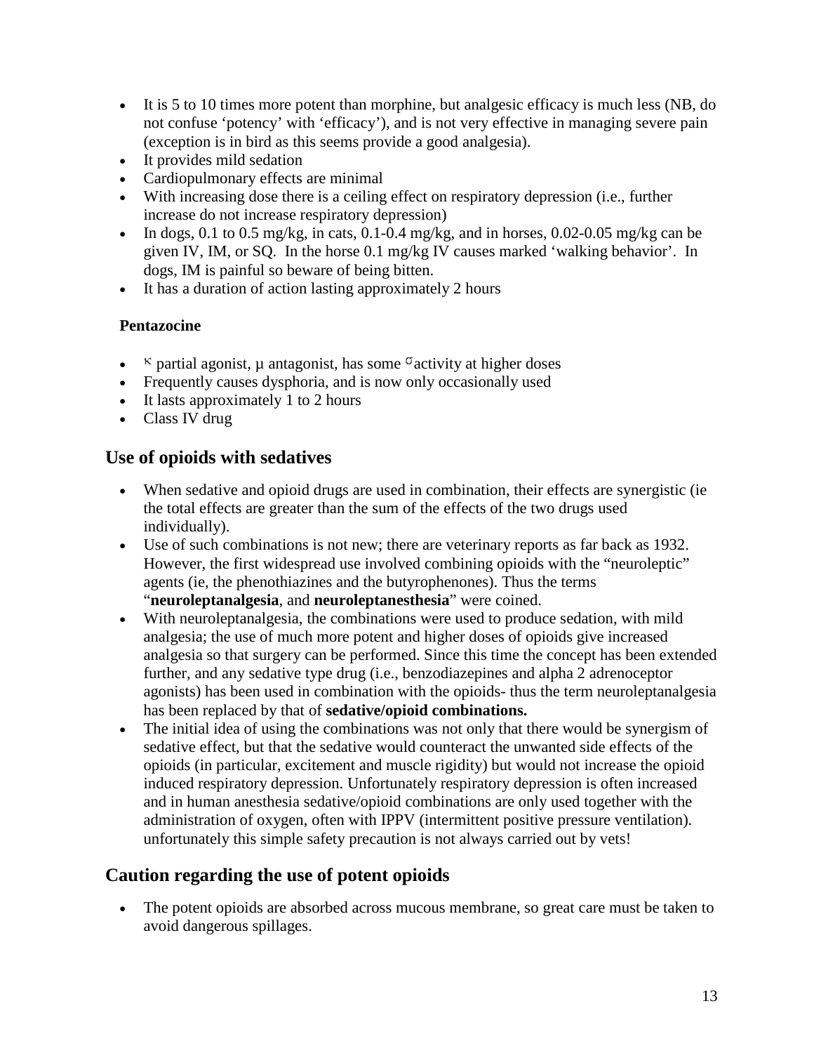- It is 5 to 10 times more potent than morphine, but analgesic efficacy is much less (NB, do not confuse 'potency' with 'efficacy'), and is not very effective in managing severe pain (exception is in bird as this seems provide a good analgesia).
- It provides mild sedation
- Cardiopulmonary effects are minimal
- With increasing dose there is a ceiling effect on respiratory depression (i.e., further increase do not increase respiratory depression)
- In dogs, 0.1 to 0.5 mg/kg, in cats, 0.1-0.4 mg/kg, and in horses, 0.02-0.05 mg/kg can be given IV, IM, or SQ. In the horse 0.1 mg/kg IV causes marked 'walking behavior'. In dogs, IM is painful so beware of being bitten.
- It has a duration of action lasting approximately 2 hours

**Pentazocine**

- $\kappa$ partial agonist, µ antagonist, has some $\sigma$ activity at higher doses
- Frequently causes dysphoria, and is now only occasionally used
- It lasts approximately 1 to 2 hours
- Class IV drug

## Use of opioids with sedatives

- When sedative and opioid drugs are used in combination, their effects are synergistic (ie the total effects are greater than the sum of the effects of the two drugs used individually).
- Use of such combinations is not new; there are veterinary reports as far back as 1932. However, the first widespread use involved combining opioids with the "neuroleptic" agents (ie, the phenothiazines and the butyrophenones). Thus the terms "**neuroleptanalgesia**, and **neuroleptanesthesia**" were coined.
- With neuroleptanalgesia, the combinations were used to produce sedation, with mild analgesia; the use of much more potent and higher doses of opioids give increased analgesia so that surgery can be performed. Since this time the concept has been extended further, and any sedative type drug (i.e., benzodiazepines and alpha 2 adrenoceptor agonists) has been used in combination with the opioids- thus the term neuroleptanalgesia has been replaced by that of **sedative/opioid combinations.**
- The initial idea of using the combinations was not only that there would be synergism of sedative effect, but that the sedative would counteract the unwanted side effects of the opioids (in particular, excitement and muscle rigidity) but would not increase the opioid induced respiratory depression. Unfortunately respiratory depression is often increased and in human anesthesia sedative/opioid combinations are only used together with the administration of oxygen, often with IPPV (intermittent positive pressure ventilation). unfortunately this simple safety precaution is not always carried out by vets!

## Caution regarding the use of potent opioids

- The potent opioids are absorbed across mucous membrane, so great care must be taken to avoid dangerous spillages.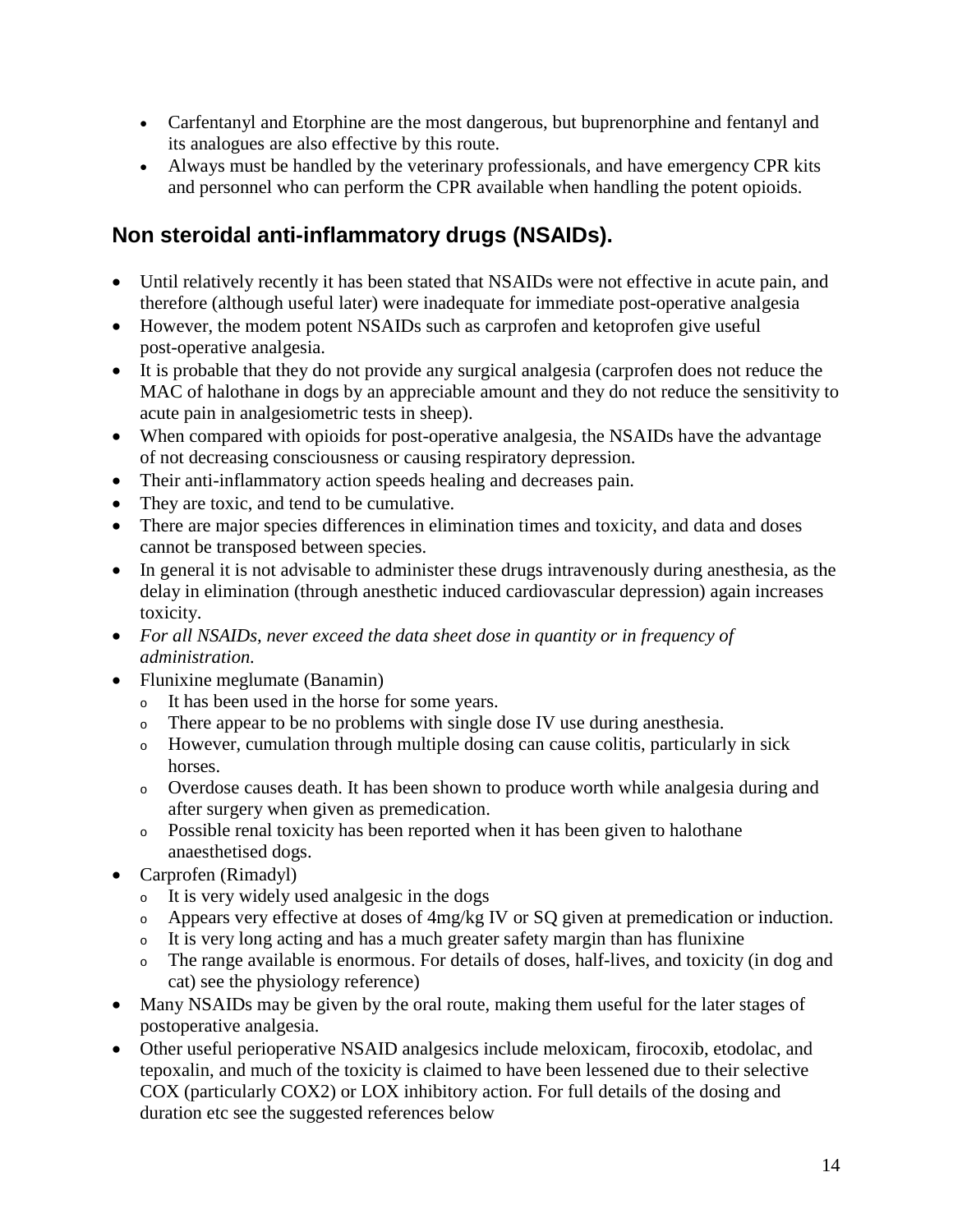- Carfentanyl and Etorphine are the most dangerous, but buprenorphine and fentanyl and its analogues are also effective by this route.
- Always must be handled by the veterinary professionals, and have emergency CPR kits and personnel who can perform the CPR available when handling the potent opioids.

## Non steroidal anti-inflammatory drugs (NSAIDs).

- Until relatively recently it has been stated that NSAIDs were not effective in acute pain, and therefore (although useful later) were inadequate for immediate post-operative analgesia
- However, the modem potent NSAIDs such as carprofen and ketoprofen give useful post-operative analgesia.
- It is probable that they do not provide any surgical analgesia (carprofen does not reduce the MAC of halothane in dogs by an appreciable amount and they do not reduce the sensitivity to acute pain in analgesiometric tests in sheep).
- When compared with opioids for post-operative analgesia, the NSAIDs have the advantage of not decreasing consciousness or causing respiratory depression.
- Their anti-inflammatory action speeds healing and decreases pain.
- They are toxic, and tend to be cumulative.
- There are major species differences in elimination times and toxicity, and data and doses cannot be transposed between species.
- In general it is not advisable to administer these drugs intravenously during anesthesia, as the delay in elimination (through anesthetic induced cardiovascular depression) again increases toxicity.
- *For all NSAIDs, never exceed the data sheet dose in quantity or in frequency of administration.*
- Flunixine meglumate (Banamin)
  - It has been used in the horse for some years.
  - There appear to be no problems with single dose IV use during anesthesia.
  - However, cumulation through multiple dosing can cause colitis, particularly in sick horses.
  - Overdose causes death. It has been shown to produce worth while analgesia during and after surgery when given as premedication.
  - Possible renal toxicity has been reported when it has been given to halothane anaesthetised dogs.
- Carprofen (Rimadyl)
  - It is very widely used analgesic in the dogs
  - Appears very effective at doses of 4mg/kg IV or SQ given at premedication or induction.
  - It is very long acting and has a much greater safety margin than has flunixine
  - The range available is enormous. For details of doses, half-lives, and toxicity (in dog and cat) see the physiology reference)
- Many NSAIDs may be given by the oral route, making them useful for the later stages of postoperative analgesia.
- Other useful perioperative NSAID analgesics include meloxicam, firocoxib, etodolac, and tepoxalin, and much of the toxicity is claimed to have been lessened due to their selective COX (particularly COX2) or LOX inhibitory action. For full details of the dosing and duration etc see the suggested references below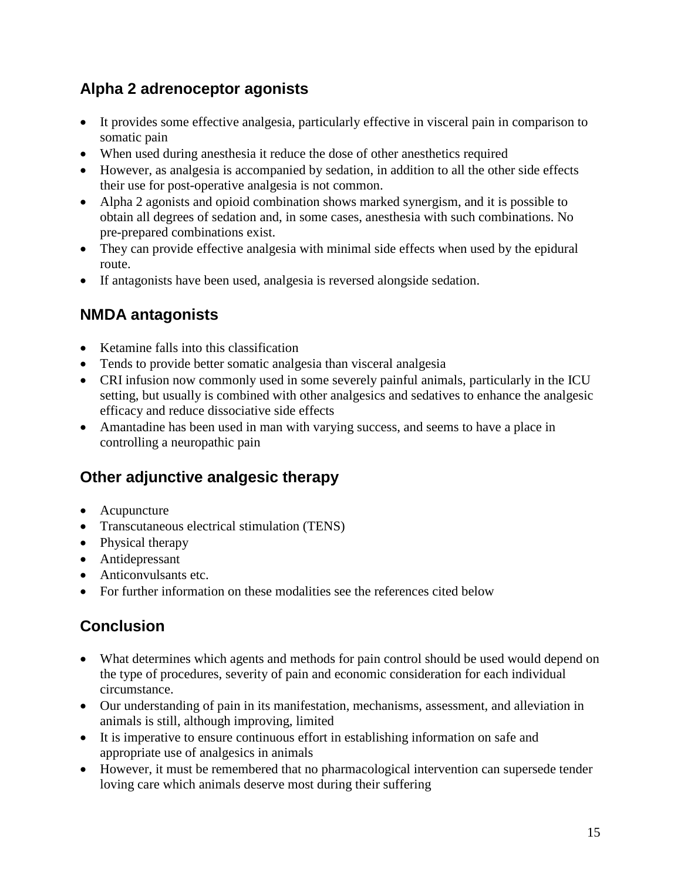## Alpha 2 adrenoceptor agonists

- It provides some effective analgesia, particularly effective in visceral pain in comparison to somatic pain
- When used during anesthesia it reduce the dose of other anesthetics required
- However, as analgesia is accompanied by sedation, in addition to all the other side effects their use for post-operative analgesia is not common.
- Alpha 2 agonists and opioid combination shows marked synergism, and it is possible to obtain all degrees of sedation and, in some cases, anesthesia with such combinations. No pre-prepared combinations exist.
- They can provide effective analgesia with minimal side effects when used by the epidural route.
- If antagonists have been used, analgesia is reversed alongside sedation.

## NMDA antagonists

- Ketamine falls into this classification
- Tends to provide better somatic analgesia than visceral analgesia
- CRI infusion now commonly used in some severely painful animals, particularly in the ICU setting, but usually is combined with other analgesics and sedatives to enhance the analgesic efficacy and reduce dissociative side effects
- Amantadine has been used in man with varying success, and seems to have a place in controlling a neuropathic pain

## Other adjunctive analgesic therapy

- Acupuncture
- Transcutaneous electrical stimulation (TENS)
- Physical therapy
- Antidepressant
- Anticonvulsants etc.
- For further information on these modalities see the references cited below

## Conclusion

- What determines which agents and methods for pain control should be used would depend on the type of procedures, severity of pain and economic consideration for each individual circumstance.
- Our understanding of pain in its manifestation, mechanisms, assessment, and alleviation in animals is still, although improving, limited
- It is imperative to ensure continuous effort in establishing information on safe and appropriate use of analgesics in animals
- However, it must be remembered that no pharmacological intervention can supersede tender loving care which animals deserve most during their suffering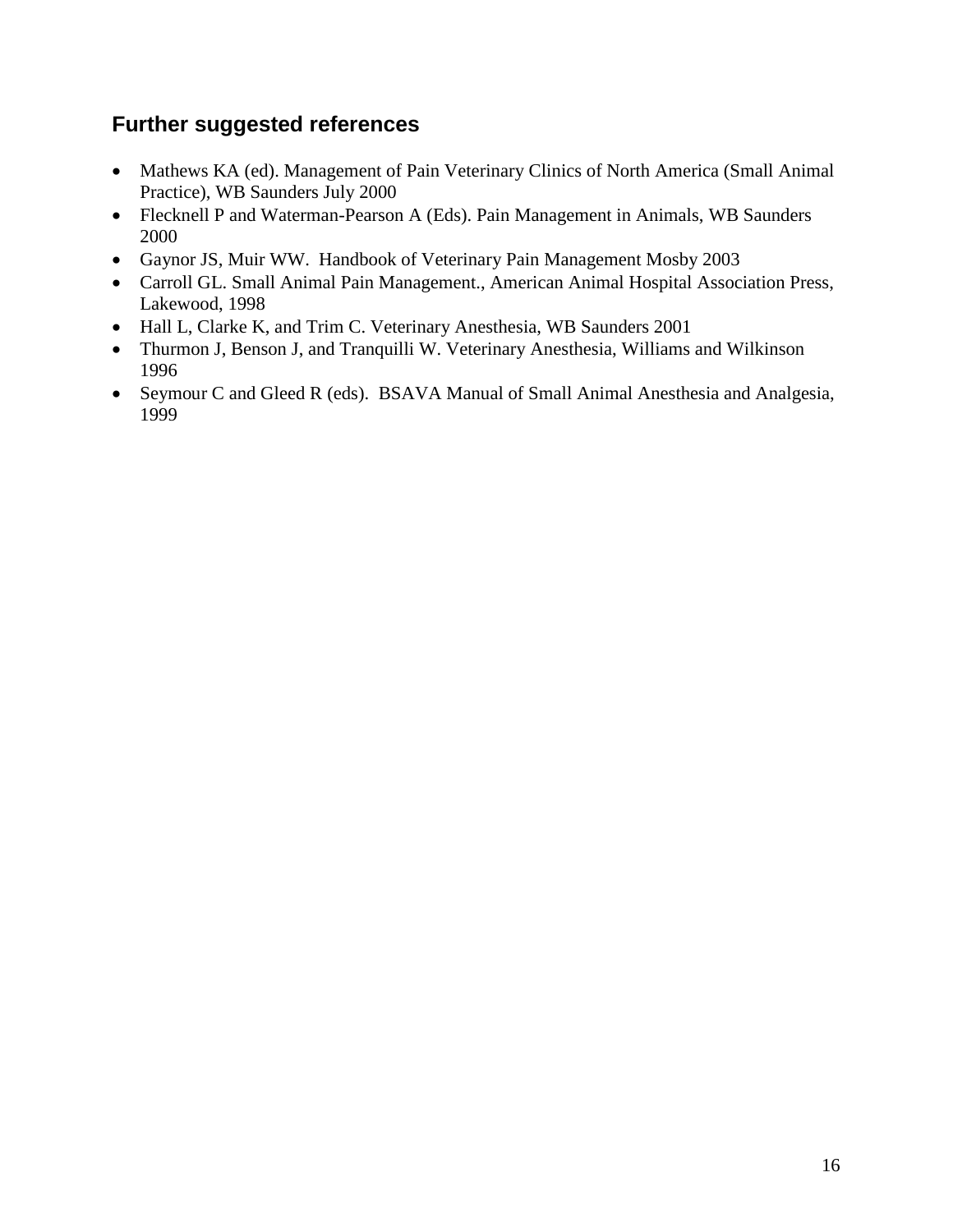## Further suggested references

- Mathews KA (ed). Management of Pain Veterinary Clinics of North America (Small Animal Practice), WB Saunders July 2000
- Flecknell P and Waterman-Pearson A (Eds). Pain Management in Animals, WB Saunders 2000
- Gaynor JS, Muir WW. Handbook of Veterinary Pain Management Mosby 2003
- Carroll GL. Small Animal Pain Management., American Animal Hospital Association Press, Lakewood, 1998
- Hall L, Clarke K, and Trim C. Veterinary Anesthesia, WB Saunders 2001
- Thurmon J, Benson J, and Tranquilli W. Veterinary Anesthesia, Williams and Wilkinson 1996
- Seymour C and Gleed R (eds). BSAVA Manual of Small Animal Anesthesia and Analgesia, 1999